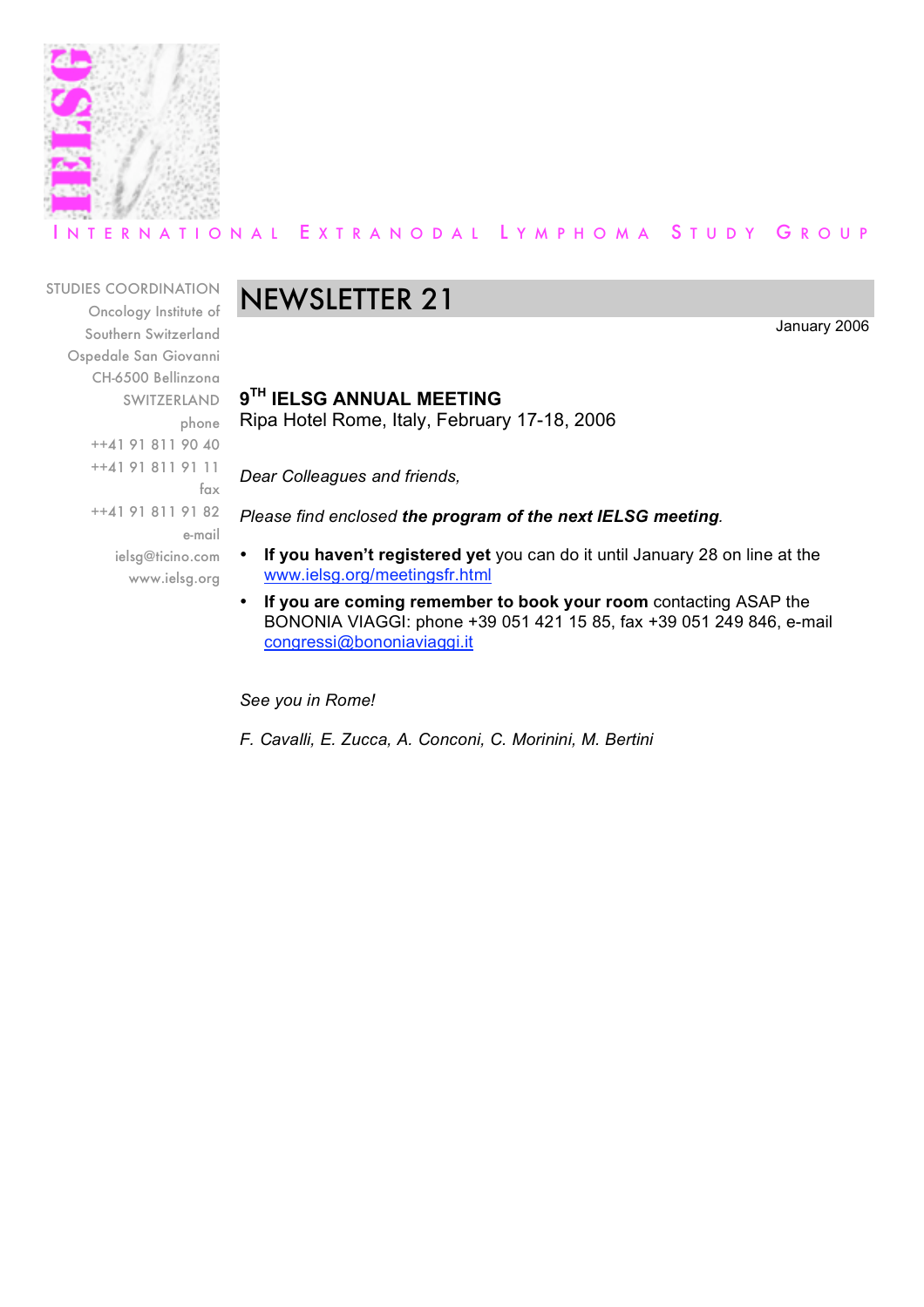INTERNATIONAL EXTRANODAL LYMPHOMA STUDY GROUP

STUDIES COORDINATION
Oncology Institute of
Southern Switzerland
Ospedale San Giovanni
CH-6500 Bellinzona
SWITZERLAND
phone
++41 91 811 90 40
++41 91 811 91 11
fax
++41 91 811 91 82
e-mail
ielsg@ticino.com
www.ielsg.org

# NEWSLETTER 21

January 2006

## 9TH IELSG ANNUAL MEETING

Ripa Hotel Rome, Italy, February 17-18, 2006

*Dear Colleagues and friends,*

*Please find enclosed* ***the program of the next IELSG meeting****.*

- **If you haven't registered yet** you can do it until January 28 on line at the www.ielsg.org/meetingsfr.html
- **If you are coming remember to book your room** contacting ASAP the BONONIA VIAGGI: phone +39 051 421 15 85, fax +39 051 249 846, e-mail congressi@bononiaviaggi.it

*See you in Rome!*

*F. Cavalli, E. Zucca, A. Conconi, C. Morinini, M. Bertini*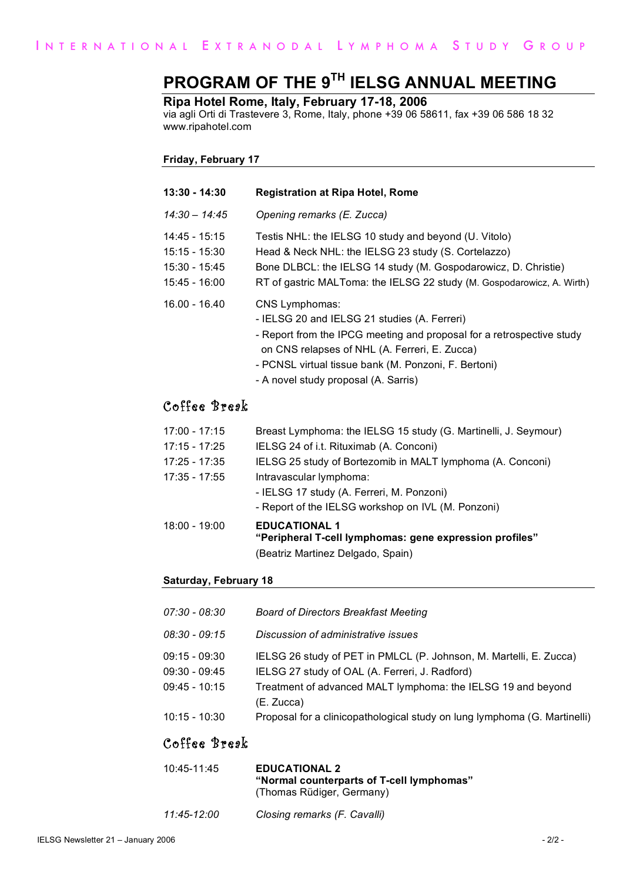# PROGRAM OF THE 9TH IELSG ANNUAL MEETING

## Ripa Hotel Rome, Italy, February 17-18, 2006

via agli Orti di Trastevere 3, Rome, Italy, phone +39 06 58611, fax +39 06 586 18 32
www.ripahotel.com

### Friday, February 17

| | |
|---|---|
| **13:30 - 14:30** | **Registration at Ripa Hotel, Rome** |
| *14:30 – 14:45* | *Opening remarks (E. Zucca)* |
| 14:45 - 15:15 | Testis NHL: the IELSG 10 study and beyond (U. Vitolo) |
| 15:15 - 15:30 | Head & Neck NHL: the IELSG 23 study (S. Cortelazzo) |
| 15:30 - 15:45 | Bone DLBCL: the IELSG 14 study (M. Gospodarowicz, D. Christie) |
| 15:45 - 16:00 | RT of gastric MALToma: the IELSG 22 study (M. Gospodarowicz, A. Wirth) |
| 16.00 - 16.40 | CNS Lymphomas:<br>- IELSG 20 and IELSG 21 studies (A. Ferreri)<br>- Report from the IPCG meeting and proposal for a retrospective study on CNS relapses of NHL (A. Ferreri, E. Zucca)<br>- PCNSL virtual tissue bank (M. Ponzoni, F. Bertoni)<br>- A novel study proposal (A. Sarris) |

## Coffee Break

| | |
|---|---|
| 17:00 - 17:15 | Breast Lymphoma: the IELSG 15 study (G. Martinelli, J. Seymour) |
| 17:15 - 17:25 | IELSG 24 of i.t. Rituximab (A. Conconi) |
| 17:25 - 17:35 | IELSG 25 study of Bortezomib in MALT lymphoma (A. Conconi) |
| 17:35 - 17:55 | Intravascular lymphoma:<br>- IELSG 17 study (A. Ferreri, M. Ponzoni)<br>- Report of the IELSG workshop on IVL (M. Ponzoni) |
| 18:00 - 19:00 | **EDUCATIONAL 1**<br>**"Peripheral T-cell lymphomas: gene expression profiles"**<br>(Beatriz Martinez Delgado, Spain) |

### Saturday, February 18

| | |
|---|---|
| *07:30 - 08:30* | *Board of Directors Breakfast Meeting* |
| *08:30 - 09:15* | *Discussion of administrative issues* |
| 09:15 - 09:30 | IELSG 26 study of PET in PMLCL (P. Johnson, M. Martelli, E. Zucca) |
| 09:30 - 09:45 | IELSG 27 study of OAL (A. Ferreri, J. Radford) |
| 09:45 - 10:15 | Treatment of advanced MALT lymphoma: the IELSG 19 and beyond (E. Zucca) |
| 10:15 - 10:30 | Proposal for a clinicopathological study on lung lymphoma (G. Martinelli) |

## Coffee Break

| | |
|---|---|
| 10:45-11:45 | **EDUCATIONAL 2**<br>**"Normal counterparts of T-cell lymphomas"**<br>(Thomas Rüdiger, Germany) |
| *11:45-12:00* | *Closing remarks (F. Cavalli)* |